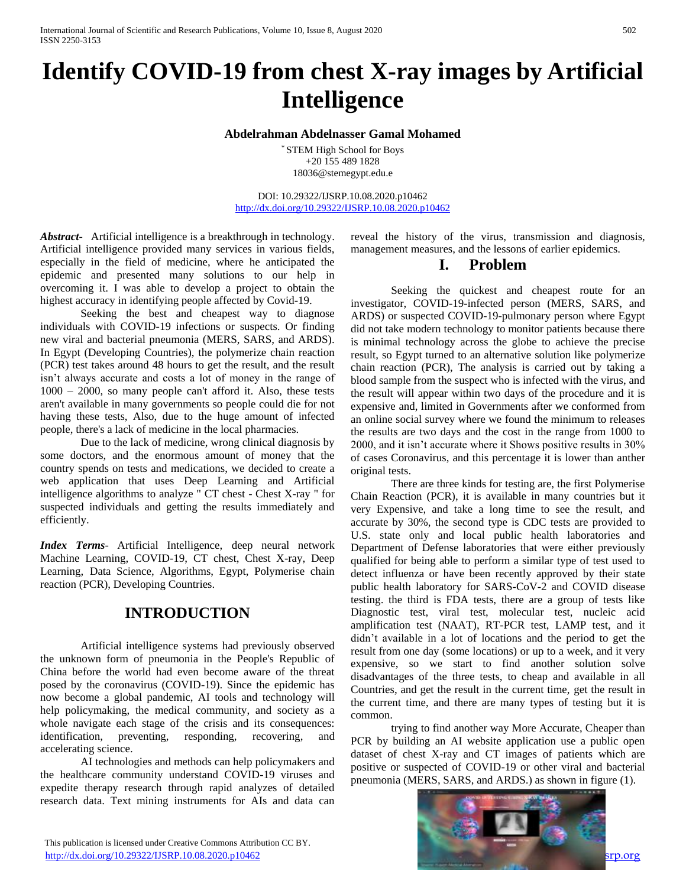# Identify COVID-19 from chest X-ray images by Artificial Intelligence

**Abdelrahman Abdelnasser Gamal Mohamed**

[*] STEM High School for Boys
+20 155 489 1828
18036@stemegypt.edu.e

DOI: 10.29322/IJSRP.10.08.2020.p10462
http://dx.doi.org/10.29322/IJSRP.10.08.2020.p10462

***Abstract***- Artificial intelligence is a breakthrough in technology. Artificial intelligence provided many services in various fields, especially in the field of medicine, where he anticipated the epidemic and presented many solutions to our help in overcoming it. I was able to develop a project to obtain the highest accuracy in identifying people affected by Covid-19.

Seeking the best and cheapest way to diagnose individuals with COVID-19 infections or suspects. Or finding new viral and bacterial pneumonia (MERS, SARS, and ARDS). In Egypt (Developing Countries), the polymerize chain reaction (PCR) test takes around 48 hours to get the result, and the result isn't always accurate and costs a lot of money in the range of 1000 – 2000, so many people can't afford it. Also, these tests aren't available in many governments so people could die for not having these tests, Also, due to the huge amount of infected people, there's a lack of medicine in the local pharmacies.

Due to the lack of medicine, wrong clinical diagnosis by some doctors, and the enormous amount of money that the country spends on tests and medications, we decided to create a web application that uses Deep Learning and Artificial intelligence algorithms to analyze " CT chest - Chest X-ray " for suspected individuals and getting the results immediately and efficiently.

***Index Terms***- Artificial Intelligence, deep neural network Machine Learning, COVID-19, CT chest, Chest X-ray, Deep Learning, Data Science, Algorithms, Egypt, Polymerise chain reaction (PCR), Developing Countries.

## INTRODUCTION

Artificial intelligence systems had previously observed the unknown form of pneumonia in the People's Republic of China before the world had even become aware of the threat posed by the coronavirus (COVID-19). Since the epidemic has now become a global pandemic, AI tools and technology will help policymaking, the medical community, and society as a whole navigate each stage of the crisis and its consequences: identification, preventing, responding, recovering, and accelerating science.

AI technologies and methods can help policymakers and the healthcare community understand COVID-19 viruses and expedite therapy research through rapid analyzes of detailed research data. Text mining instruments for AIs and data can reveal the history of the virus, transmission and diagnosis, management measures, and the lessons of earlier epidemics.

## I. Problem

Seeking the quickest and cheapest route for an investigator, COVID-19-infected person (MERS, SARS, and ARDS) or suspected COVID-19-pulmonary person where Egypt did not take modern technology to monitor patients because there is minimal technology across the globe to achieve the precise result, so Egypt turned to an alternative solution like polymerize chain reaction (PCR), The analysis is carried out by taking a blood sample from the suspect who is infected with the virus, and the result will appear within two days of the procedure and it is expensive and, limited in Governments after we conformed from an online social survey where we found the minimum to releases the results are two days and the cost in the range from 1000 to 2000, and it isn't accurate where it Shows positive results in 30% of cases Coronavirus, and this percentage it is lower than anther original tests.

There are three kinds for testing are, the first Polymerise Chain Reaction (PCR), it is available in many countries but it very Expensive, and take a long time to see the result, and accurate by 30%, the second type is CDC tests are provided to U.S. state only and local public health laboratories and Department of Defense laboratories that were either previously qualified for being able to perform a similar type of test used to detect influenza or have been recently approved by their state public health laboratory for SARS-CoV-2 and COVID disease testing. the third is FDA tests, there are a group of tests like Diagnostic test, viral test, molecular test, nucleic acid amplification test (NAAT), RT-PCR test, LAMP test, and it didn't available in a lot of locations and the period to get the result from one day (some locations) or up to a week, and it very expensive, so we start to find another solution solve disadvantages of the three tests, to cheap and available in all Countries, and get the result in the current time, get the result in the current time, and there are many types of testing but it is common.

trying to find another way More Accurate, Cheaper than PCR by building an AI website application use a public open dataset of chest X-ray and CT images of patients which are positive or suspected of COVID-19 or other viral and bacterial pneumonia (MERS, SARS, and ARDS.) as shown in figure (1).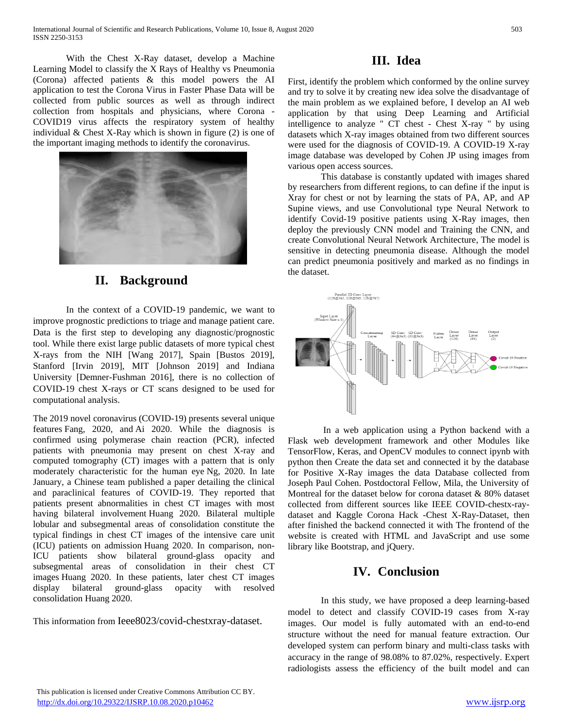With the Chest X-Ray dataset, develop a Machine Learning Model to classify the X Rays of Healthy vs Pneumonia (Corona) affected patients & this model powers the AI application to test the Corona Virus in Faster Phase Data will be collected from public sources as well as through indirect collection from hospitals and physicians, where Corona - COVID19 virus affects the respiratory system of healthy individual & Chest X-Ray which is shown in figure (2) is one of the important imaging methods to identify the coronavirus.

## II. Background

In the context of a COVID-19 pandemic, we want to improve prognostic predictions to triage and manage patient care. Data is the first step to developing any diagnostic/prognostic tool. While there exist large public datasets of more typical chest X-rays from the NIH [Wang 2017], Spain [Bustos 2019], Stanford [Irvin 2019], MIT [Johnson 2019] and Indiana University [Demner-Fushman 2016], there is no collection of COVID-19 chest X-rays or CT scans designed to be used for computational analysis.

The 2019 novel coronavirus (COVID-19) presents several unique features Fang, 2020, and Ai 2020. While the diagnosis is confirmed using polymerase chain reaction (PCR), infected patients with pneumonia may present on chest X-ray and computed tomography (CT) images with a pattern that is only moderately characteristic for the human eye Ng, 2020. In late January, a Chinese team published a paper detailing the clinical and paraclinical features of COVID-19. They reported that patients present abnormalities in chest CT images with most having bilateral involvement Huang 2020. Bilateral multiple lobular and subsegmental areas of consolidation constitute the typical findings in chest CT images of the intensive care unit (ICU) patients on admission Huang 2020. In comparison, non-ICU patients show bilateral ground-glass opacity and subsegmental areas of consolidation in their chest CT images Huang 2020. In these patients, later chest CT images display bilateral ground-glass opacity with resolved consolidation Huang 2020.

This information from Ieee8023/covid-chestxray-dataset.

## III. Idea

First, identify the problem which conformed by the online survey and try to solve it by creating new idea solve the disadvantage of the main problem as we explained before, I develop an AI web application by that using Deep Learning and Artificial intelligence to analyze " CT chest - Chest X-ray " by using datasets which X-ray images obtained from two different sources were used for the diagnosis of COVID-19. A COVID-19 X-ray image database was developed by Cohen JP using images from various open access sources.

This database is constantly updated with images shared by researchers from different regions, to can define if the input is Xray for chest or not by learning the stats of PA, AP, and AP Supine views, and use Convolutional type Neural Network to identify Covid-19 positive patients using X-Ray images, then deploy the previously CNN model and Training the CNN, and create Convolutional Neural Network Architecture, The model is sensitive in detecting pneumonia disease. Although the model can predict pneumonia positively and marked as no findings in the dataset.

In a web application using a Python backend with a Flask web development framework and other Modules like TensorFlow, Keras, and OpenCV modules to connect ipynb with python then Create the data set and connected it by the database for Positive X-Ray images the data Database collected from Joseph Paul Cohen. Postdoctoral Fellow, Mila, the University of Montreal for the dataset below for corona dataset & 80% dataset collected from different sources like IEEE COVID-chestx-ray-dataset and Kaggle Corona Hack -Chest X-Ray-Dataset, then after finished the backend connected it with The frontend of the website is created with HTML and JavaScript and use some library like Bootstrap, and jQuery.

## IV. Conclusion

In this study, we have proposed a deep learning-based model to detect and classify COVID-19 cases from X-ray images. Our model is fully automated with an end-to-end structure without the need for manual feature extraction. Our developed system can perform binary and multi-class tasks with accuracy in the range of 98.08% to 87.02%, respectively. Expert radiologists assess the efficiency of the built model and can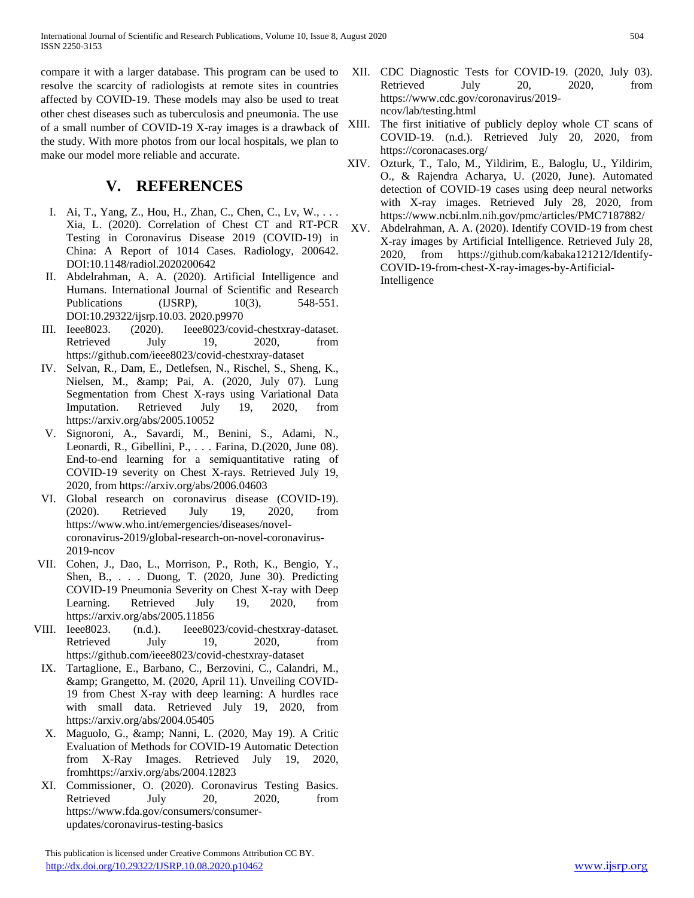compare it with a larger database. This program can be used to resolve the scarcity of radiologists at remote sites in countries affected by COVID-19. These models may also be used to treat other chest diseases such as tuberculosis and pneumonia. The use of a small number of COVID-19 X-ray images is a drawback of the study. With more photos from our local hospitals, we plan to make our model more reliable and accurate.

# V. REFERENCES

I. Ai, T., Yang, Z., Hou, H., Zhan, C., Chen, C., Lv, W., . . . Xia, L. (2020). Correlation of Chest CT and RT-PCR Testing in Coronavirus Disease 2019 (COVID-19) in China: A Report of 1014 Cases. Radiology, 200642. DOI:10.1148/radiol.2020200642

II. Abdelrahman, A. A. (2020). Artificial Intelligence and Humans. International Journal of Scientific and Research Publications (IJSRP), 10(3), 548-551. DOI:10.29322/ijsrp.10.03. 2020.p9970

III. Ieee8023. (2020). Ieee8023/covid-chestxray-dataset. Retrieved July 19, 2020, from https://github.com/ieee8023/covid-chestxray-dataset

IV. Selvan, R., Dam, E., Detlefsen, N., Rischel, S., Sheng, K., Nielsen, M., &amp; Pai, A. (2020, July 07). Lung Segmentation from Chest X-rays using Variational Data Imputation. Retrieved July 19, 2020, from https://arxiv.org/abs/2005.10052

V. Signoroni, A., Savardi, M., Benini, S., Adami, N., Leonardi, R., Gibellini, P., . . . Farina, D.(2020, June 08). End-to-end learning for a semiquantitative rating of COVID-19 severity on Chest X-rays. Retrieved July 19, 2020, from https://arxiv.org/abs/2006.04603

VI. Global research on coronavirus disease (COVID-19). (2020). Retrieved July 19, 2020, from https://www.who.int/emergencies/diseases/novel-coronavirus-2019/global-research-on-novel-coronavirus-2019-ncov

VII. Cohen, J., Dao, L., Morrison, P., Roth, K., Bengio, Y., Shen, B., . . . Duong, T. (2020, June 30). Predicting COVID-19 Pneumonia Severity on Chest X-ray with Deep Learning. Retrieved July 19, 2020, from https://arxiv.org/abs/2005.11856

VIII. Ieee8023. (n.d.). Ieee8023/covid-chestxray-dataset. Retrieved July 19, 2020, from https://github.com/ieee8023/covid-chestxray-dataset

IX. Tartaglione, E., Barbano, C., Berzovini, C., Calandri, M., &amp; Grangetto, M. (2020, April 11). Unveiling COVID-19 from Chest X-ray with deep learning: A hurdles race with small data. Retrieved July 19, 2020, from https://arxiv.org/abs/2004.05405

X. Maguolo, G., &amp; Nanni, L. (2020, May 19). A Critic Evaluation of Methods for COVID-19 Automatic Detection from X-Ray Images. Retrieved July 19, 2020, fromhttps://arxiv.org/abs/2004.12823

XI. Commissioner, O. (2020). Coronavirus Testing Basics. Retrieved July 20, 2020, from https://www.fda.gov/consumers/consumer-updates/coronavirus-testing-basics

XII. CDC Diagnostic Tests for COVID-19. (2020, July 03). Retrieved July 20, 2020, from https://www.cdc.gov/coronavirus/2019-ncov/lab/testing.html

XIII. The first initiative of publicly deploy whole CT scans of COVID-19. (n.d.). Retrieved July 20, 2020, from https://coronacases.org/

XIV. Ozturk, T., Talo, M., Yildirim, E., Baloglu, U., Yildirim, O., & Rajendra Acharya, U. (2020, June). Automated detection of COVID-19 cases using deep neural networks with X-ray images. Retrieved July 28, 2020, from https://www.ncbi.nlm.nih.gov/pmc/articles/PMC7187882/

XV. Abdelrahman, A. A. (2020). Identify COVID-19 from chest X-ray images by Artificial Intelligence. Retrieved July 28, 2020, from https://github.com/kabaka121212/Identify-COVID-19-from-chest-X-ray-images-by-Artificial-Intelligence